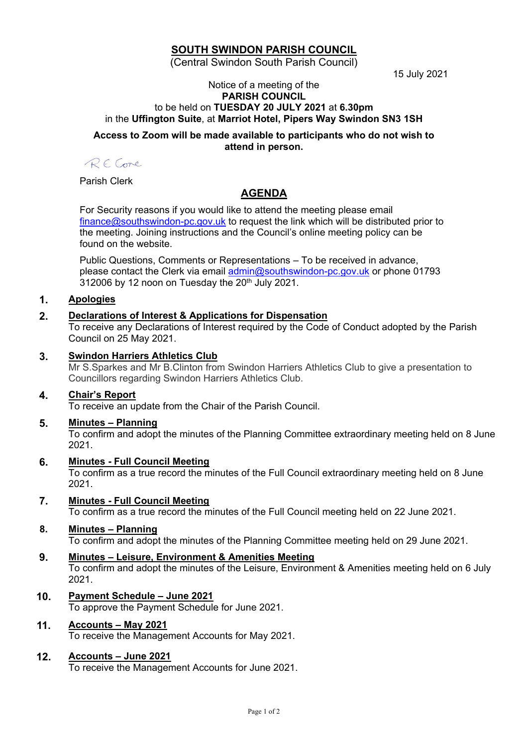# SOUTH SWINDON PARISH COUNCIL

(Central Swindon South Parish Council)

15 July 2021

Notice of a meeting of the
**PARISH COUNCIL**
to be held on **TUESDAY 20 JULY 2021** at **6.30pm**
in the **Uffington Suite**, at **Marriot Hotel, Pipers Way Swindon SN3 1SH**

**Access to Zoom will be made available to participants who do not wish to attend in person.**

R E Cone

Parish Clerk

## AGENDA

For Security reasons if you would like to attend the meeting please email finance@southswindon-pc.gov.uk to request the link which will be distributed prior to the meeting. Joining instructions and the Council's online meeting policy can be found on the website.

Public Questions, Comments or Representations – To be received in advance, please contact the Clerk via email admin@southswindon-pc.gov.uk or phone 01793 312006 by 12 noon on Tuesday the 20th July 2021.

1. **Apologies**

2. **Declarations of Interest & Applications for Dispensation**
   To receive any Declarations of Interest required by the Code of Conduct adopted by the Parish Council on 25 May 2021.

3. **Swindon Harriers Athletics Club**
   Mr S.Sparkes and Mr B.Clinton from Swindon Harriers Athletics Club to give a presentation to Councillors regarding Swindon Harriers Athletics Club.

4. **Chair's Report**
   To receive an update from the Chair of the Parish Council.

5. **Minutes – Planning**
   To confirm and adopt the minutes of the Planning Committee extraordinary meeting held on 8 June 2021.

6. **Minutes - Full Council Meeting**
   To confirm as a true record the minutes of the Full Council extraordinary meeting held on 8 June 2021.

7. **Minutes - Full Council Meeting**
   To confirm as a true record the minutes of the Full Council meeting held on 22 June 2021.

8. **Minutes – Planning**
   To confirm and adopt the minutes of the Planning Committee meeting held on 29 June 2021.

9. **Minutes – Leisure, Environment & Amenities Meeting**
   To confirm and adopt the minutes of the Leisure, Environment & Amenities meeting held on 6 July 2021.

10. **Payment Schedule – June 2021**
    To approve the Payment Schedule for June 2021.

11. **Accounts – May 2021**
    To receive the Management Accounts for May 2021.

12. **Accounts – June 2021**
    To receive the Management Accounts for June 2021.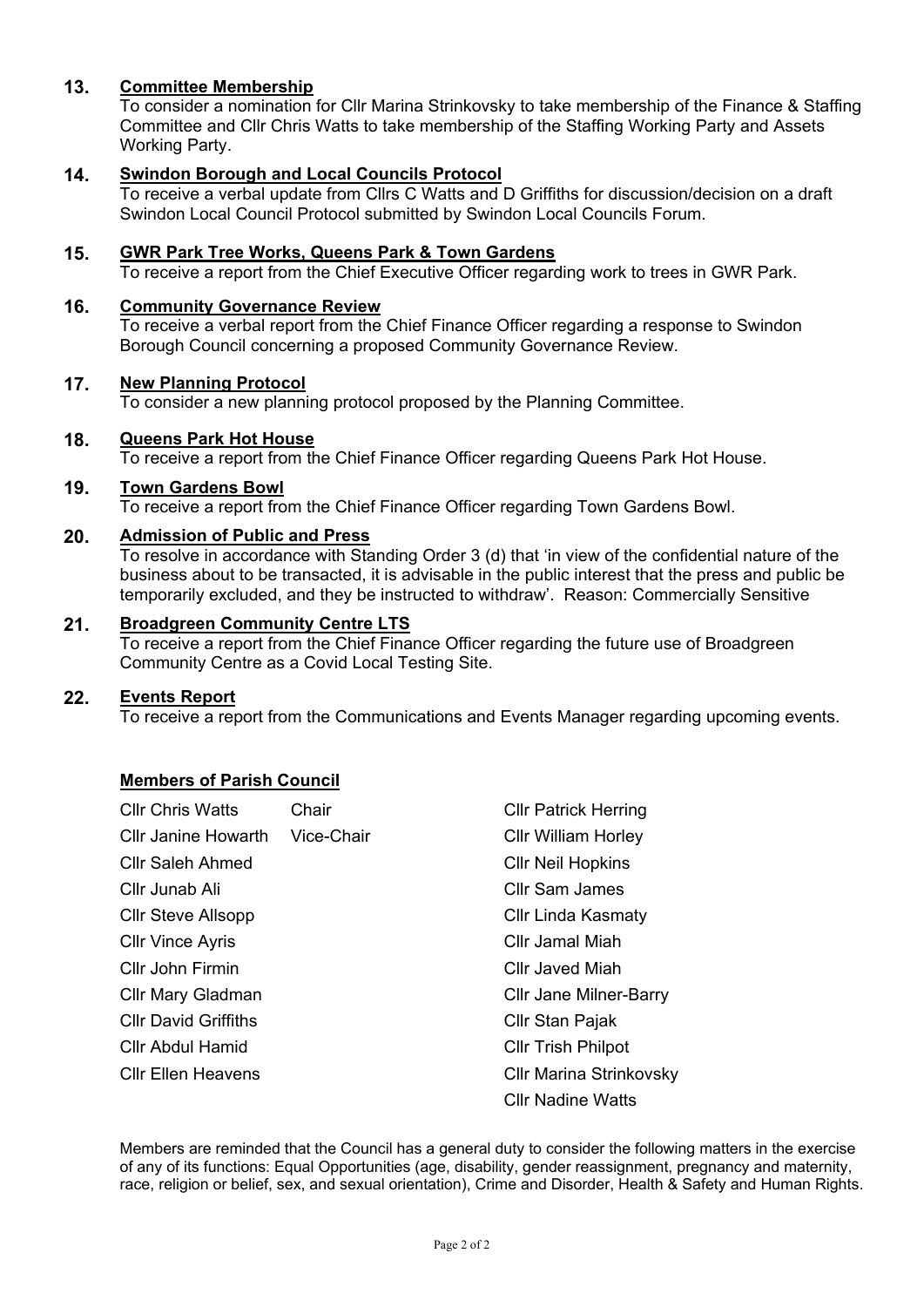**13. Committee Membership**

To consider a nomination for Cllr Marina Strinkovsky to take membership of the Finance & Staffing Committee and Cllr Chris Watts to take membership of the Staffing Working Party and Assets Working Party.

**14. Swindon Borough and Local Councils Protocol**

To receive a verbal update from Cllrs C Watts and D Griffiths for discussion/decision on a draft Swindon Local Council Protocol submitted by Swindon Local Councils Forum.

**15. GWR Park Tree Works, Queens Park & Town Gardens**

To receive a report from the Chief Executive Officer regarding work to trees in GWR Park.

**16. Community Governance Review**

To receive a verbal report from the Chief Finance Officer regarding a response to Swindon Borough Council concerning a proposed Community Governance Review.

**17. New Planning Protocol**

To consider a new planning protocol proposed by the Planning Committee.

**18. Queens Park Hot House**

To receive a report from the Chief Finance Officer regarding Queens Park Hot House.

**19. Town Gardens Bowl**

To receive a report from the Chief Finance Officer regarding Town Gardens Bowl.

**20. Admission of Public and Press**

To resolve in accordance with Standing Order 3 (d) that 'in view of the confidential nature of the business about to be transacted, it is advisable in the public interest that the press and public be temporarily excluded, and they be instructed to withdraw'. Reason: Commercially Sensitive

**21. Broadgreen Community Centre LTS**

To receive a report from the Chief Finance Officer regarding the future use of Broadgreen Community Centre as a Covid Local Testing Site.

**22. Events Report**

To receive a report from the Communications and Events Manager regarding upcoming events.

**Members of Parish Council**

| | | |
|---|---|---|
| Cllr Chris Watts | Chair | Cllr Patrick Herring |
| Cllr Janine Howarth | Vice-Chair | Cllr William Horley |
| Cllr Saleh Ahmed | | Cllr Neil Hopkins |
| Cllr Junab Ali | | Cllr Sam James |
| Cllr Steve Allsopp | | Cllr Linda Kasmaty |
| Cllr Vince Ayris | | Cllr Jamal Miah |
| Cllr John Firmin | | Cllr Javed Miah |
| Cllr Mary Gladman | | Cllr Jane Milner-Barry |
| Cllr David Griffiths | | Cllr Stan Pajak |
| Cllr Abdul Hamid | | Cllr Trish Philpot |
| Cllr Ellen Heavens | | Cllr Marina Strinkovsky |
| | | Cllr Nadine Watts |

Members are reminded that the Council has a general duty to consider the following matters in the exercise of any of its functions: Equal Opportunities (age, disability, gender reassignment, pregnancy and maternity, race, religion or belief, sex, and sexual orientation), Crime and Disorder, Health & Safety and Human Rights.